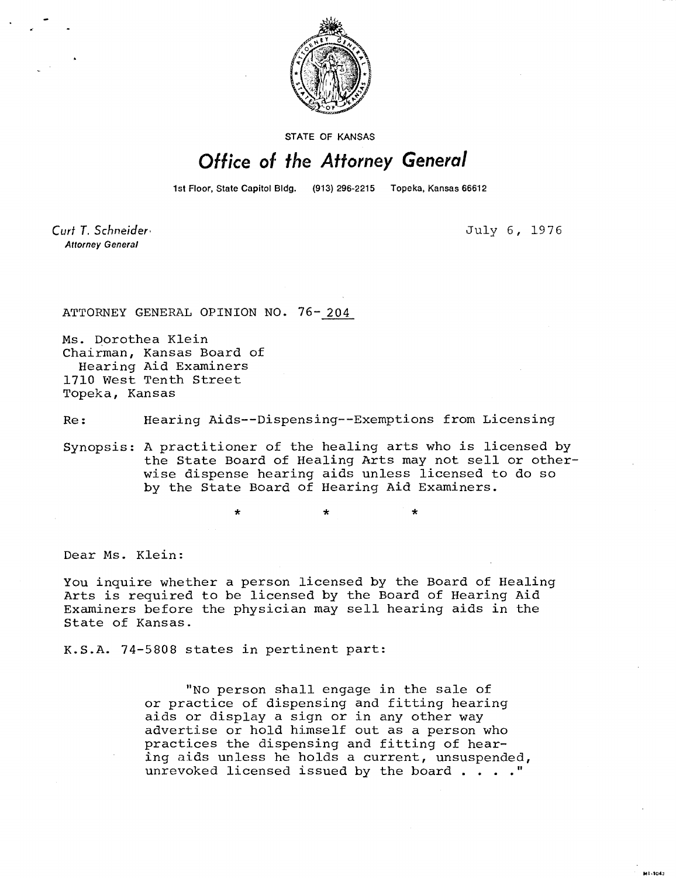STATE OF KANSAS

# *Office of the Attorney General*

1st Floor, State Capitol Bldg. (913) 296-2215 Topeka, Kansas 66612

*Curt T. Schneider*
**Attorney General**

July 6, 1976

ATTORNEY GENERAL OPINION NO. 76-204

Ms. Dorothea Klein
Chairman, Kansas Board of
Hearing Aid Examiners
1710 West Tenth Street
Topeka, Kansas

Re: Hearing Aids--Dispensing--Exemptions from Licensing

Synopsis: A practitioner of the healing arts who is licensed by the State Board of Healing Arts may not sell or otherwise dispense hearing aids unless licensed to do so by the State Board of Hearing Aid Examiners.

\* \* \*

Dear Ms. Klein:

You inquire whether a person licensed by the Board of Healing Arts is required to be licensed by the Board of Hearing Aid Examiners before the physician may sell hearing aids in the State of Kansas.

K.S.A. 74-5808 states in pertinent part:

> "No person shall engage in the sale of or practice of dispensing and fitting hearing aids or display a sign or in any other way advertise or hold himself out as a person who practices the dispensing and fitting of hearing aids unless he holds a current, unsuspended, unrevoked licensed issued by the board . . . ."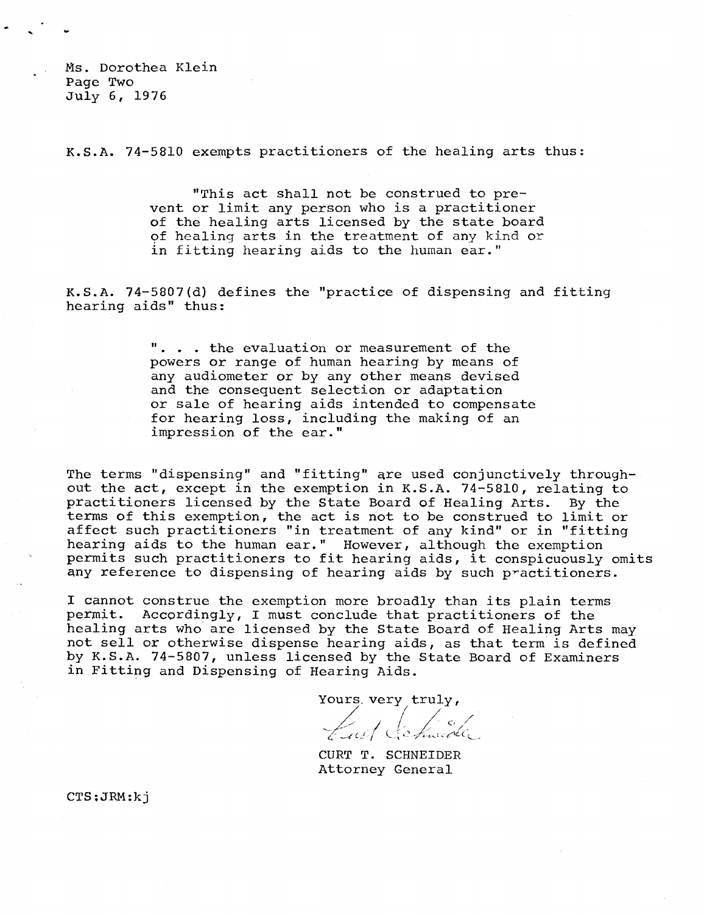Ms. Dorothea Klein
Page Two
July 6, 1976

K.S.A. 74-5810 exempts practitioners of the healing arts thus:

> "This act shall not be construed to prevent or limit any person who is a practitioner of the healing arts licensed by the state board of healing arts in the treatment of any kind or in fitting hearing aids to the human ear."

K.S.A. 74-5807(d) defines the "practice of dispensing and fitting hearing aids" thus:

> ". . . the evaluation or measurement of the powers or range of human hearing by means of any audiometer or by any other means devised and the consequent selection or adaptation or sale of hearing aids intended to compensate for hearing loss, including the making of an impression of the ear."

The terms "dispensing" and "fitting" are used conjunctively throughout the act, except in the exemption in K.S.A. 74-5810, relating to practitioners licensed by the State Board of Healing Arts. By the terms of this exemption, the act is not to be construed to limit or affect such practitioners "in treatment of any kind" or in "fitting hearing aids to the human ear." However, although the exemption permits such practitioners to fit hearing aids, it conspicuously omits any reference to dispensing of hearing aids by such practitioners.

I cannot construe the exemption more broadly than its plain terms permit. Accordingly, I must conclude that practitioners of the healing arts who are licensed by the State Board of Healing Arts may not sell or otherwise dispense hearing aids, as that term is defined by K.S.A. 74-5807, unless licensed by the State Board of Examiners in Fitting and Dispensing of Hearing Aids.

Yours very truly,

CURT T. SCHNEIDER
Attorney General

CTS:JRM:kj